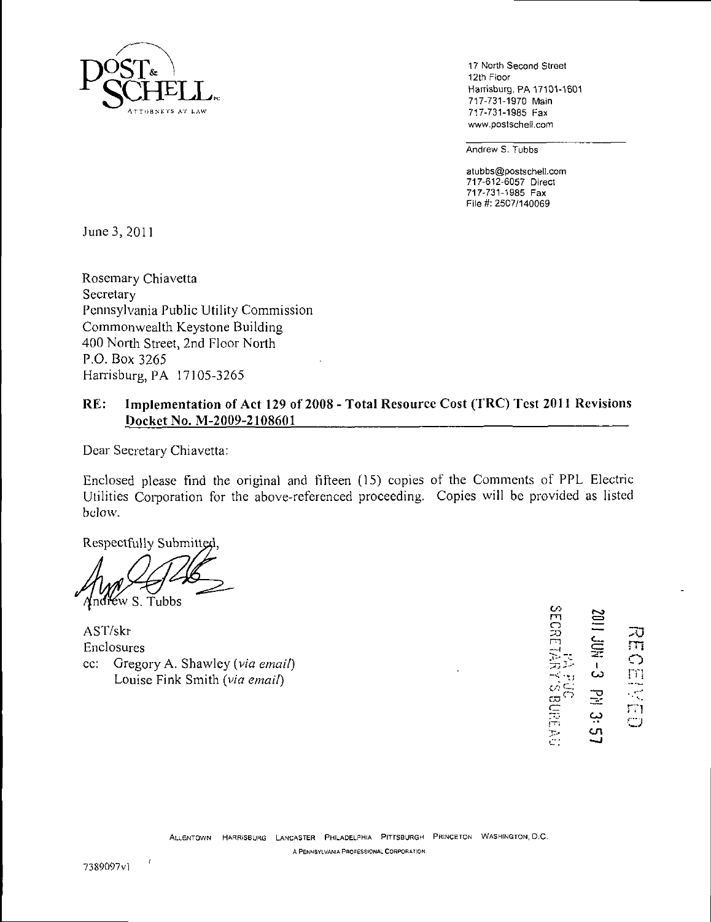POST & SCHELL, P.C.
ATTORNEYS AT LAW

17 North Second Street
12th Floor
Harrisburg, PA 17101-1601
717-731-1970 Main
717-731-1985 Fax
www.postschell.com

Andrew S. Tubbs

atubbs@postschell.com
717-612-6057 Direct
717-731-1985 Fax
File #: 2507/140069

June 3, 2011

Rosemary Chiavetta
Secretary
Pennsylvania Public Utility Commission
Commonwealth Keystone Building
400 North Street, 2nd Floor North
P.O. Box 3265
Harrisburg, PA 17105-3265

**RE: Implementation of Act 129 of 2008 - Total Resource Cost (TRC) Test 2011 Revisions**
**Docket No. M-2009-2108601**

Dear Secretary Chiavetta:

Enclosed please find the original and fifteen (15) copies of the Comments of PPL Electric Utilities Corporation for the above-referenced proceeding. Copies will be provided as listed below.

Respectfully Submitted,

Andrew S. Tubbs

AST/skr
Enclosures
cc: Gregory A. Shawley (*via email*)
Louise Fink Smith (*via email*)

RECEIVED
2011 JUN -3 PM 3:57
PA PUC
SECRETARY'S BUREAU

ALLENTOWN HARRISBURG LANCASTER PHILADELPHIA PITTSBURGH PRINCETON WASHINGTON, D.C.
A PENNSYLVANIA PROFESSIONAL CORPORATION

7389097v1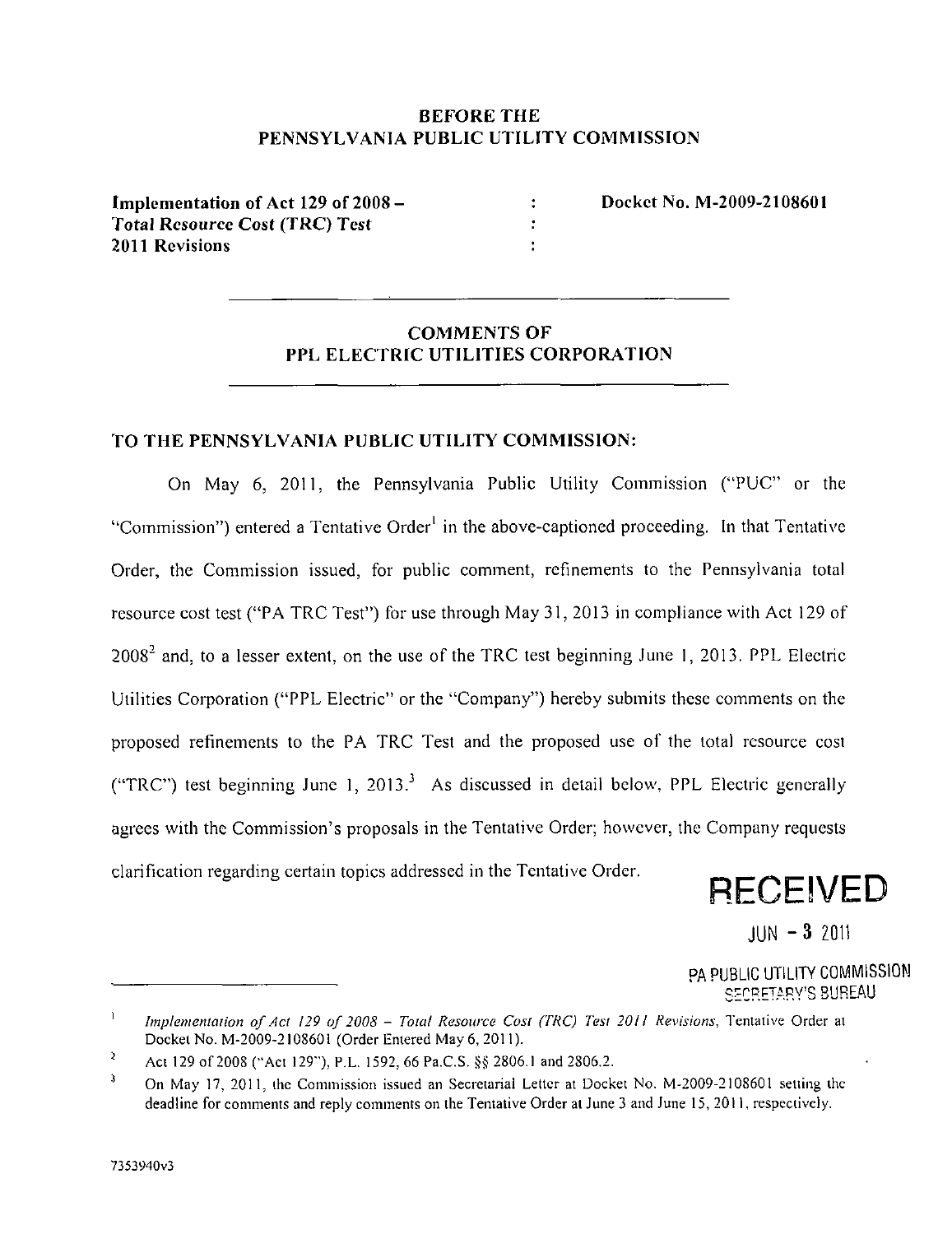**BEFORE THE**
**PENNSYLVANIA PUBLIC UTILITY COMMISSION**

| | | |
|---|---|---|
| **Implementation of Act 129 of 2008 –** | : | **Docket No. M-2009-2108601** |
| ***Total Resource Cost (TRC) Test*** | : | |
| **2011 Revisions** | : | |

---

**COMMENTS OF**
**PPL ELECTRIC UTILITIES CORPORATION**

---

**TO THE PENNSYLVANIA PUBLIC UTILITY COMMISSION:**

On May 6, 2011, the Pennsylvania Public Utility Commission ("PUC" or the "Commission") entered a Tentative Order[1] in the above-captioned proceeding. In that Tentative Order, the Commission issued, for public comment, refinements to the Pennsylvania total resource cost test ("PA TRC Test") for use through May 31, 2013 in compliance with Act 129 of 2008[2] and, to a lesser extent, on the use of the TRC test beginning June 1, 2013. PPL Electric Utilities Corporation ("PPL Electric" or the "Company") hereby submits these comments on the proposed refinements to the PA TRC Test and the proposed use of the total resource cost ("TRC") test beginning June 1, 2013.[3] As discussed in detail below, PPL Electric generally agrees with the Commission's proposals in the Tentative Order; however, the Company requests clarification regarding certain topics addressed in the Tentative Order.

RECEIVED

JUN - 3 2011

PA PUBLIC UTILITY COMMISSION
SECRETARY'S BUREAU

---

[1] *Implementation of Act 129 of 2008 – Total Resource Cost (TRC) Test 2011 Revisions*, Tentative Order at Docket No. M-2009-2108601 (Order Entered May 6, 2011).

[2] Act 129 of 2008 ("Act 129"), P.L. 1592, 66 Pa.C.S. §§ 2806.1 and 2806.2.

[3] On May 17, 2011, the Commission issued an Secretarial Letter at Docket No. M-2009-2108601 setting the deadline for comments and reply comments on the Tentative Order at June 3 and June 15, 2011, respectively.

7353940v3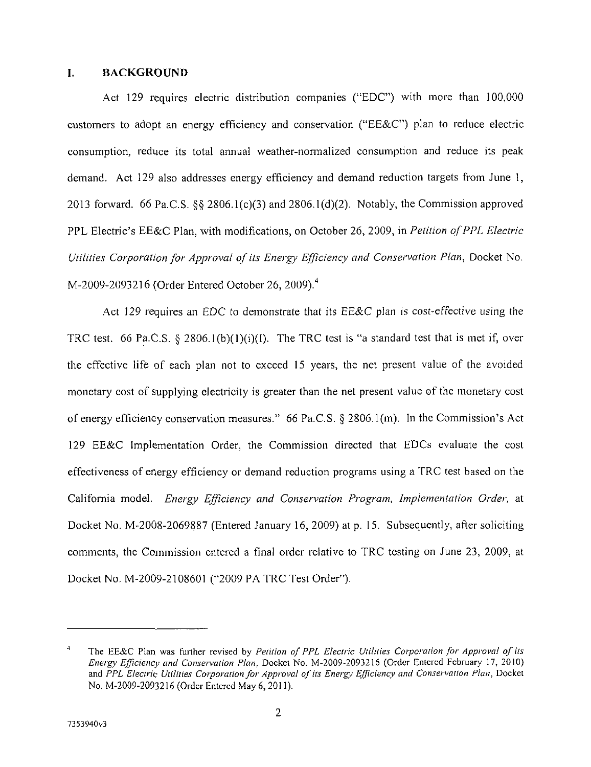## I. BACKGROUND

Act 129 requires electric distribution companies ("EDC") with more than 100,000 customers to adopt an energy efficiency and conservation ("EE&C") plan to reduce electric consumption, reduce its total annual weather-normalized consumption and reduce its peak demand. Act 129 also addresses energy efficiency and demand reduction targets from June 1, 2013 forward. 66 Pa.C.S. §§ 2806.1(c)(3) and 2806.1(d)(2). Notably, the Commission approved PPL Electric's EE&C Plan, with modifications, on October 26, 2009, in *Petition of PPL Electric Utilities Corporation for Approval of its Energy Efficiency and Conservation Plan*, Docket No. M-2009-2093216 (Order Entered October 26, 2009).[4]

Act 129 requires an EDC to demonstrate that its EE&C plan is cost-effective using the TRC test. 66 Pa.C.S. § 2806.1(b)(1)(i)(I). The TRC test is "a standard test that is met if, over the effective life of each plan not to exceed 15 years, the net present value of the avoided monetary cost of supplying electricity is greater than the net present value of the monetary cost of energy efficiency conservation measures." 66 Pa.C.S. § 2806.1(m). In the Commission's Act 129 EE&C Implementation Order, the Commission directed that EDCs evaluate the cost effectiveness of energy efficiency or demand reduction programs using a TRC test based on the California model. *Energy Efficiency and Conservation Program, Implementation Order*, at Docket No. M-2008-2069887 (Entered January 16, 2009) at p. 15. Subsequently, after soliciting comments, the Commission entered a final order relative to TRC testing on June 23, 2009, at Docket No. M-2009-2108601 ("2009 PA TRC Test Order").

---

[4] The EE&C Plan was further revised by *Petition of PPL Electric Utilities Corporation for Approval of its Energy Efficiency and Conservation Plan*, Docket No. M-2009-2093216 (Order Entered February 17, 2010) and *PPL Electric Utilities Corporation for Approval of its Energy Efficiency and Conservation Plan*, Docket No. M-2009-2093216 (Order Entered May 6, 2011).

7353940v3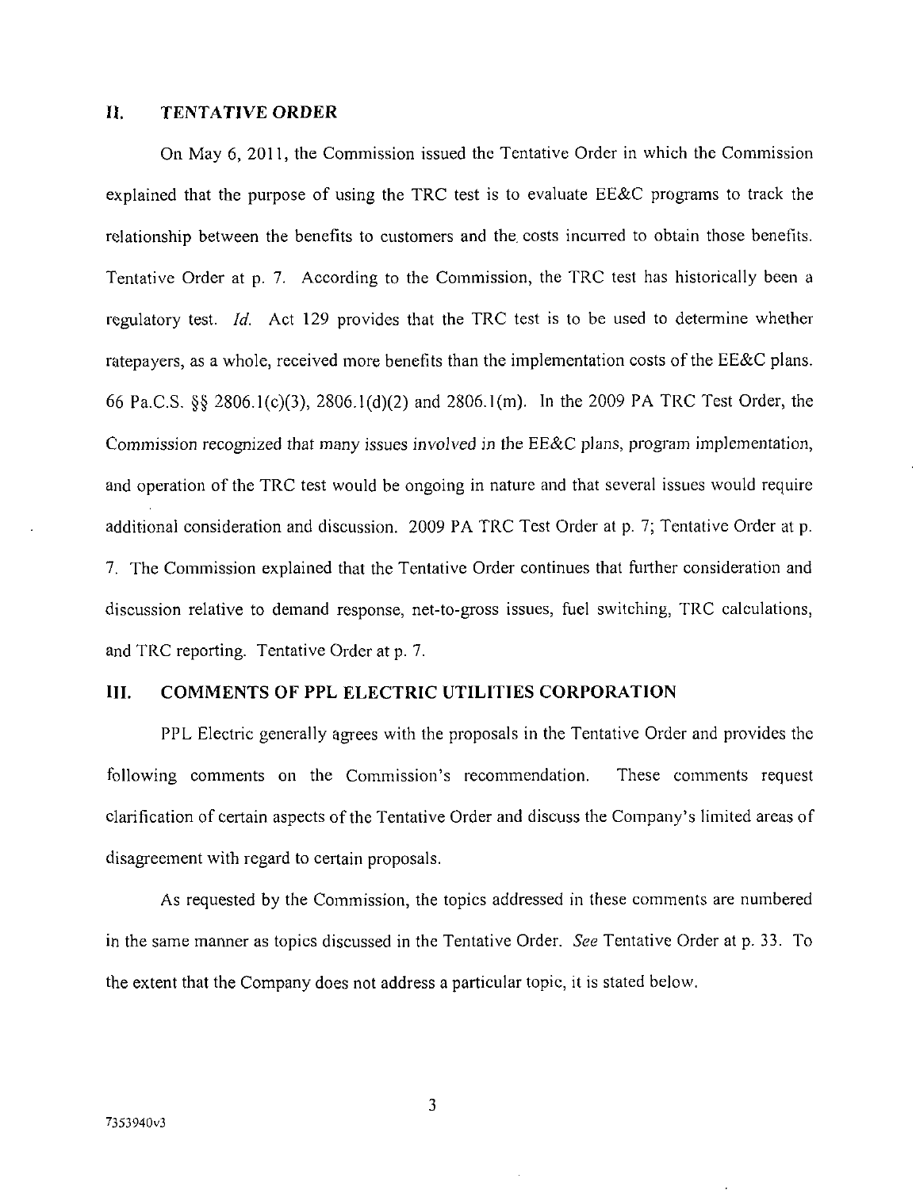## II. TENTATIVE ORDER

On May 6, 2011, the Commission issued the Tentative Order in which the Commission explained that the purpose of using the TRC test is to evaluate EE&C programs to track the relationship between the benefits to customers and the costs incurred to obtain those benefits. Tentative Order at p. 7. According to the Commission, the TRC test has historically been a regulatory test. *Id.* Act 129 provides that the TRC test is to be used to determine whether ratepayers, as a whole, received more benefits than the implementation costs of the EE&C plans. 66 Pa.C.S. §§ 2806.1(c)(3), 2806.1(d)(2) and 2806.1(m). In the 2009 PA TRC Test Order, the Commission recognized that many issues involved in the EE&C plans, program implementation, and operation of the TRC test would be ongoing in nature and that several issues would require additional consideration and discussion. 2009 PA TRC Test Order at p. 7; Tentative Order at p. 7. The Commission explained that the Tentative Order continues that further consideration and discussion relative to demand response, net-to-gross issues, fuel switching, TRC calculations, and TRC reporting. Tentative Order at p. 7.

## III. COMMENTS OF PPL ELECTRIC UTILITIES CORPORATION

PPL Electric generally agrees with the proposals in the Tentative Order and provides the following comments on the Commission's recommendation. These comments request clarification of certain aspects of the Tentative Order and discuss the Company's limited areas of disagreement with regard to certain proposals.

As requested by the Commission, the topics addressed in these comments are numbered in the same manner as topics discussed in the Tentative Order. *See* Tentative Order at p. 33. To the extent that the Company does not address a particular topic, it is stated below.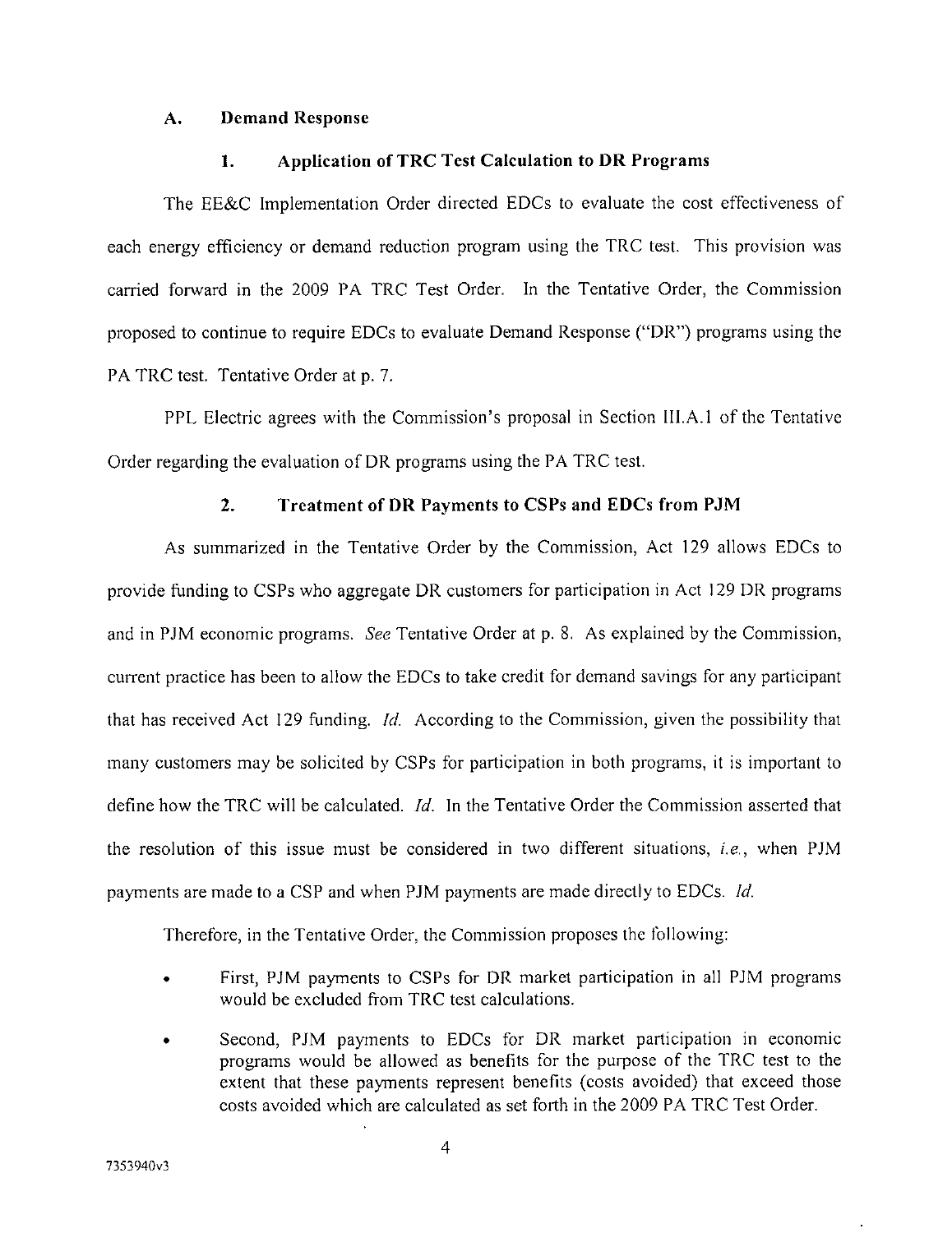### A. Demand Response

#### 1. Application of TRC Test Calculation to DR Programs

The EE&C Implementation Order directed EDCs to evaluate the cost effectiveness of each energy efficiency or demand reduction program using the TRC test. This provision was carried forward in the 2009 PA TRC Test Order. In the Tentative Order, the Commission proposed to continue to require EDCs to evaluate Demand Response ("DR") programs using the PA TRC test. Tentative Order at p. 7.

PPL Electric agrees with the Commission's proposal in Section III.A.1 of the Tentative Order regarding the evaluation of DR programs using the PA TRC test.

#### 2. Treatment of DR Payments to CSPs and EDCs from PJM

As summarized in the Tentative Order by the Commission, Act 129 allows EDCs to provide funding to CSPs who aggregate DR customers for participation in Act 129 DR programs and in PJM economic programs. *See* Tentative Order at p. 8. As explained by the Commission, current practice has been to allow the EDCs to take credit for demand savings for any participant that has received Act 129 funding. *Id.* According to the Commission, given the possibility that many customers may be solicited by CSPs for participation in both programs, it is important to define how the TRC will be calculated. *Id.* In the Tentative Order the Commission asserted that the resolution of this issue must be considered in two different situations, *i.e.*, when PJM payments are made to a CSP and when PJM payments are made directly to EDCs. *Id.*

Therefore, in the Tentative Order, the Commission proposes the following:

- First, PJM payments to CSPs for DR market participation in all PJM programs would be excluded from TRC test calculations.
- Second, PJM payments to EDCs for DR market participation in economic programs would be allowed as benefits for the purpose of the TRC test to the extent that these payments represent benefits (costs avoided) that exceed those costs avoided which are calculated as set forth in the 2009 PA TRC Test Order.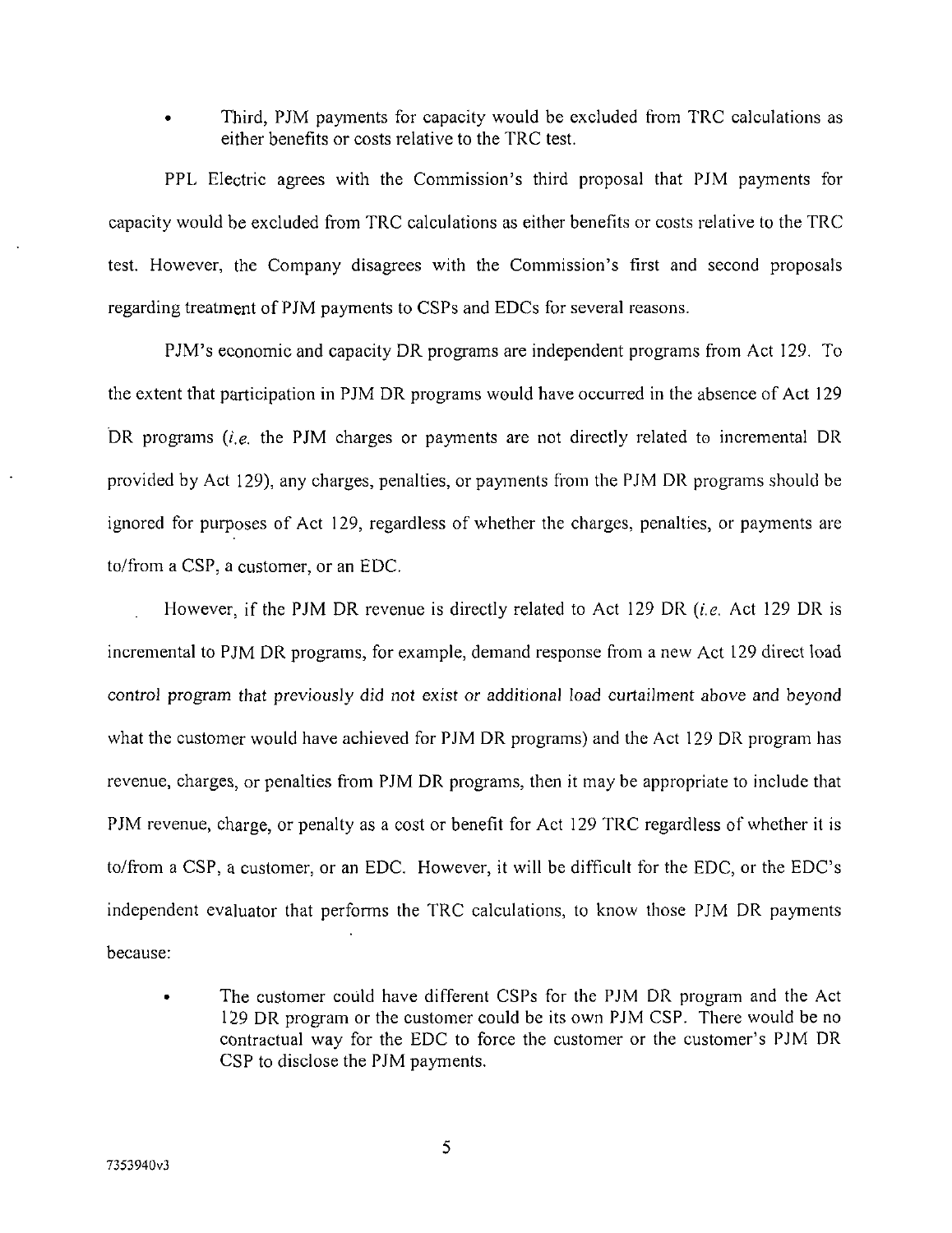- Third, PJM payments for capacity would be excluded from TRC calculations as either benefits or costs relative to the TRC test.

PPL Electric agrees with the Commission's third proposal that PJM payments for capacity would be excluded from TRC calculations as either benefits or costs relative to the TRC test. However, the Company disagrees with the Commission's first and second proposals regarding treatment of PJM payments to CSPs and EDCs for several reasons.

PJM's economic and capacity DR programs are independent programs from Act 129. To the extent that participation in PJM DR programs would have occurred in the absence of Act 129 DR programs (*i.e.* the PJM charges or payments are not directly related to incremental DR provided by Act 129), any charges, penalties, or payments from the PJM DR programs should be ignored for purposes of Act 129, regardless of whether the charges, penalties, or payments are to/from a CSP, a customer, or an EDC.

However, if the PJM DR revenue is directly related to Act 129 DR (*i.e.* Act 129 DR is incremental to PJM DR programs, for example, demand response from a new Act 129 direct load control program that previously did not exist or additional load curtailment above and beyond what the customer would have achieved for PJM DR programs) and the Act 129 DR program has revenue, charges, or penalties from PJM DR programs, then it may be appropriate to include that PJM revenue, charge, or penalty as a cost or benefit for Act 129 TRC regardless of whether it is to/from a CSP, a customer, or an EDC. However, it will be difficult for the EDC, or the EDC's independent evaluator that performs the TRC calculations, to know those PJM DR payments because:

- The customer could have different CSPs for the PJM DR program and the Act 129 DR program or the customer could be its own PJM CSP. There would be no contractual way for the EDC to force the customer or the customer's PJM DR CSP to disclose the PJM payments.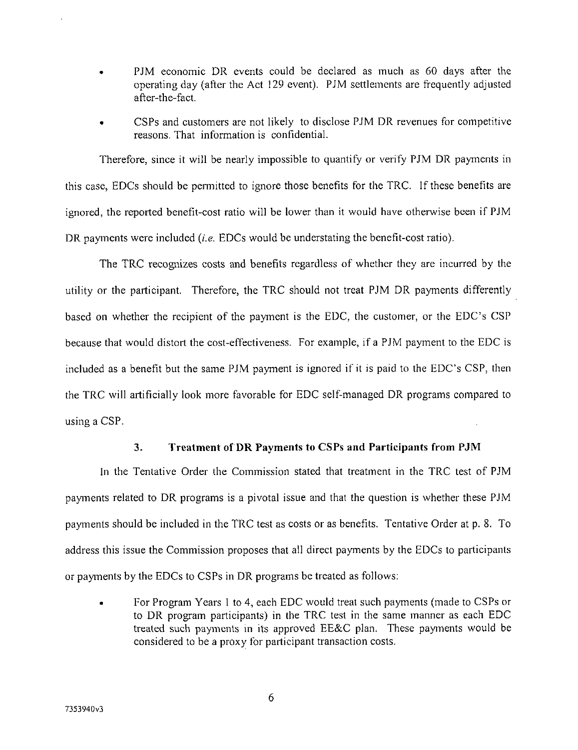- PJM economic DR events could be declared as much as 60 days after the operating day (after the Act 129 event). PJM settlements are frequently adjusted after-the-fact.
- CSPs and customers are not likely to disclose PJM DR revenues for competitive reasons. That information is confidential.

Therefore, since it will be nearly impossible to quantify or verify PJM DR payments in this case, EDCs should be permitted to ignore those benefits for the TRC. If these benefits are ignored, the reported benefit-cost ratio will be lower than it would have otherwise been if PJM DR payments were included (*i.e.* EDCs would be understating the benefit-cost ratio).

The TRC recognizes costs and benefits regardless of whether they are incurred by the utility or the participant. Therefore, the TRC should not treat PJM DR payments differently based on whether the recipient of the payment is the EDC, the customer, or the EDC's CSP because that would distort the cost-effectiveness. For example, if a PJM payment to the EDC is included as a benefit but the same PJM payment is ignored if it is paid to the EDC's CSP, then the TRC will artificially look more favorable for EDC self-managed DR programs compared to using a CSP.

### 3. Treatment of DR Payments to CSPs and Participants from PJM

In the Tentative Order the Commission stated that treatment in the TRC test of PJM payments related to DR programs is a pivotal issue and that the question is whether these PJM payments should be included in the TRC test as costs or as benefits. Tentative Order at p. 8. To address this issue the Commission proposes that all direct payments by the EDCs to participants or payments by the EDCs to CSPs in DR programs be treated as follows:

- For Program Years 1 to 4, each EDC would treat such payments (made to CSPs or to DR program participants) in the TRC test in the same manner as each EDC treated such payments in its approved EE&C plan. These payments would be considered to be a proxy for participant transaction costs.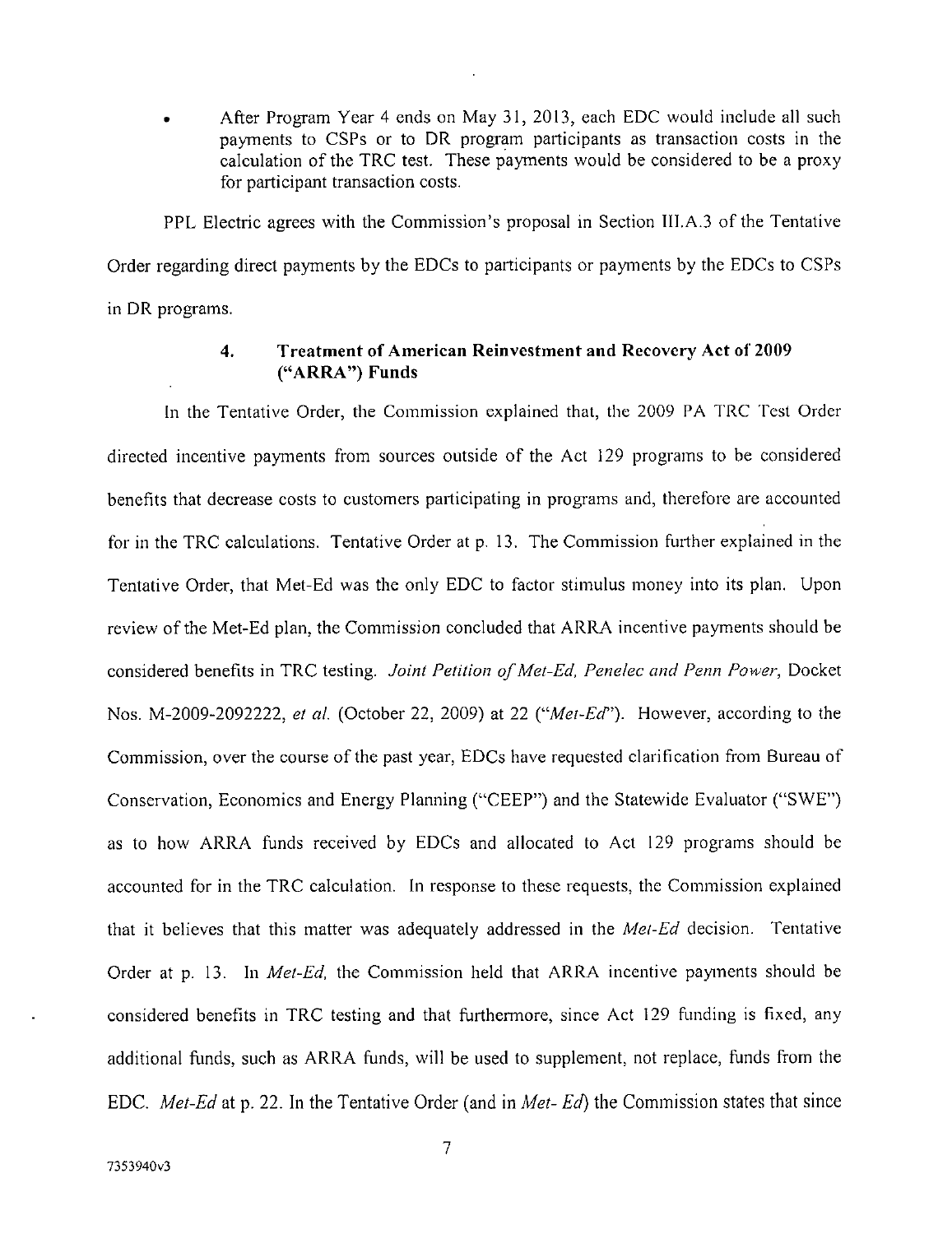- After Program Year 4 ends on May 31, 2013, each EDC would include all such payments to CSPs or to DR program participants as transaction costs in the calculation of the TRC test. These payments would be considered to be a proxy for participant transaction costs.

PPL Electric agrees with the Commission's proposal in Section III.A.3 of the Tentative Order regarding direct payments by the EDCs to participants or payments by the EDCs to CSPs in DR programs.

### 4. Treatment of American Reinvestment and Recovery Act of 2009 ("ARRA") Funds

In the Tentative Order, the Commission explained that, the 2009 PA TRC Test Order directed incentive payments from sources outside of the Act 129 programs to be considered benefits that decrease costs to customers participating in programs and, therefore are accounted for in the TRC calculations. Tentative Order at p. 13. The Commission further explained in the Tentative Order, that Met-Ed was the only EDC to factor stimulus money into its plan. Upon review of the Met-Ed plan, the Commission concluded that ARRA incentive payments should be considered benefits in TRC testing. *Joint Petition of Met-Ed, Penelec and Penn Power*, Docket Nos. M-2009-2092222, *et al.* (October 22, 2009) at 22 ("*Met-Ed*"). However, according to the Commission, over the course of the past year, EDCs have requested clarification from Bureau of Conservation, Economics and Energy Planning ("CEEP") and the Statewide Evaluator ("SWE") as to how ARRA funds received by EDCs and allocated to Act 129 programs should be accounted for in the TRC calculation. In response to these requests, the Commission explained that it believes that this matter was adequately addressed in the *Met-Ed* decision. Tentative Order at p. 13. In *Met-Ed,* the Commission held that ARRA incentive payments should be considered benefits in TRC testing and that furthermore, since Act 129 funding is fixed, any additional funds, such as ARRA funds, will be used to supplement, not replace, funds from the EDC. *Met-Ed* at p. 22. In the Tentative Order (and in *Met- Ed*) the Commission states that since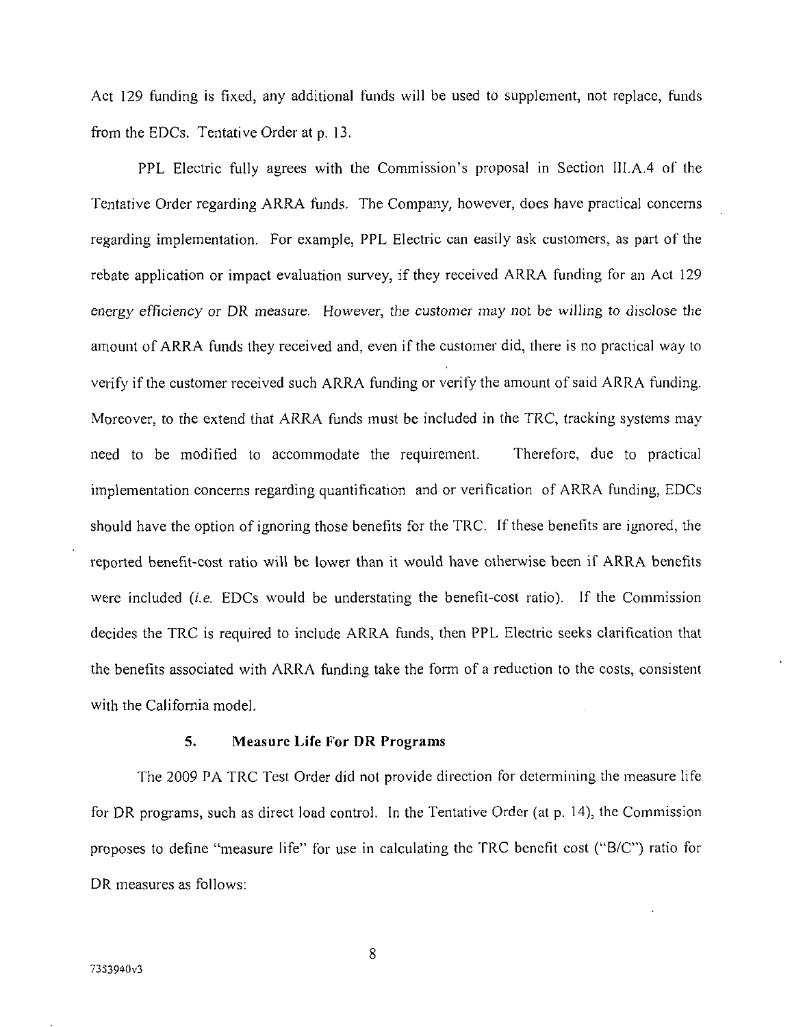Act 129 funding is fixed, any additional funds will be used to supplement, not replace, funds from the EDCs. Tentative Order at p. 13.

PPL Electric fully agrees with the Commission's proposal in Section III.A.4 of the Tentative Order regarding ARRA funds. The Company, however, does have practical concerns regarding implementation. For example, PPL Electric can easily ask customers, as part of the rebate application or impact evaluation survey, if they received ARRA funding for an Act 129 energy efficiency or DR measure. However, the customer may not be willing to disclose the amount of ARRA funds they received and, even if the customer did, there is no practical way to verify if the customer received such ARRA funding or verify the amount of said ARRA funding. Moreover, to the extend that ARRA funds must be included in the TRC, tracking systems may need to be modified to accommodate the requirement. Therefore, due to practical implementation concerns regarding quantification and or verification of ARRA funding, EDCs should have the option of ignoring those benefits for the TRC. If these benefits are ignored, the reported benefit-cost ratio will be lower than it would have otherwise been if ARRA benefits were included (*i.e.* EDCs would be understating the benefit-cost ratio). If the Commission decides the TRC is required to include ARRA funds, then PPL Electric seeks clarification that the benefits associated with ARRA funding take the form of a reduction to the costs, consistent with the California model.

### 5. Measure Life For DR Programs

The 2009 PA TRC Test Order did not provide direction for determining the measure life for DR programs, such as direct load control. In the Tentative Order (at p. 14), the Commission proposes to define "measure life" for use in calculating the TRC benefit cost ("B/C") ratio for DR measures as follows: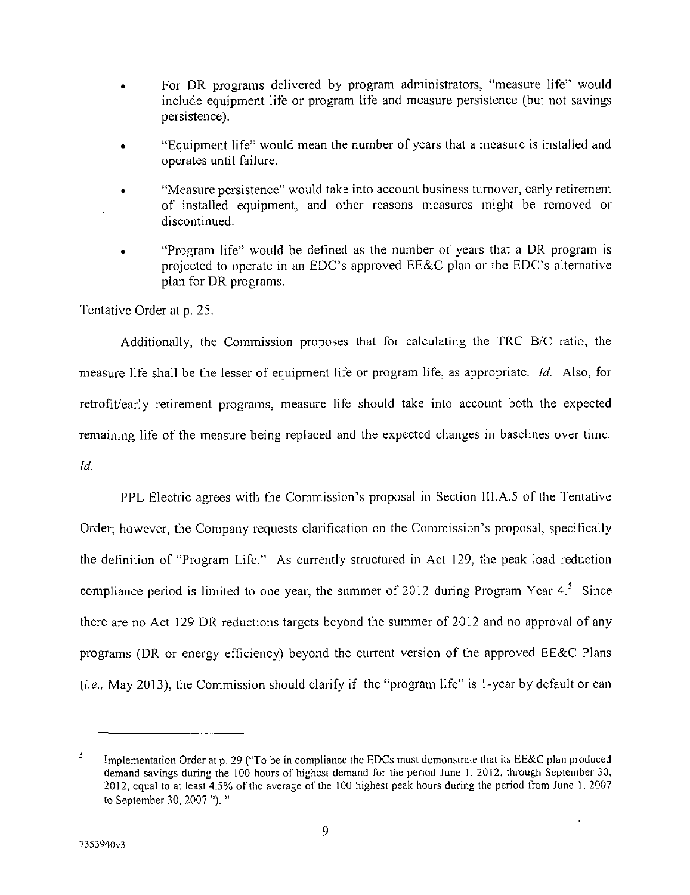- For DR programs delivered by program administrators, "measure life" would include equipment life or program life and measure persistence (but not savings persistence).
- "Equipment life" would mean the number of years that a measure is installed and operates until failure.
- "Measure persistence" would take into account business turnover, early retirement of installed equipment, and other reasons measures might be removed or discontinued.
- "Program life" would be defined as the number of years that a DR program is projected to operate in an EDC's approved EE&C plan or the EDC's alternative plan for DR programs.

Tentative Order at p. 25.

Additionally, the Commission proposes that for calculating the TRC B/C ratio, the measure life shall be the lesser of equipment life or program life, as appropriate. *Id.* Also, for retrofit/early retirement programs, measure life should take into account both the expected remaining life of the measure being replaced and the expected changes in baselines over time. *Id.*

PPL Electric agrees with the Commission's proposal in Section III.A.5 of the Tentative Order; however, the Company requests clarification on the Commission's proposal, specifically the definition of "Program Life." As currently structured in Act 129, the peak load reduction compliance period is limited to one year, the summer of 2012 during Program Year 4.[5] Since there are no Act 129 DR reductions targets beyond the summer of 2012 and no approval of any programs (DR or energy efficiency) beyond the current version of the approved EE&C Plans (*i.e.*, May 2013), the Commission should clarify if the "program life" is 1-year by default or can

[5] Implementation Order at p. 29 ("To be in compliance the EDCs must demonstrate that its EE&C plan produced demand savings during the 100 hours of highest demand for the period June 1, 2012, through September 30, 2012, equal to at least 4.5% of the average of the 100 highest peak hours during the period from June 1, 2007 to September 30, 2007."). "

7353940v3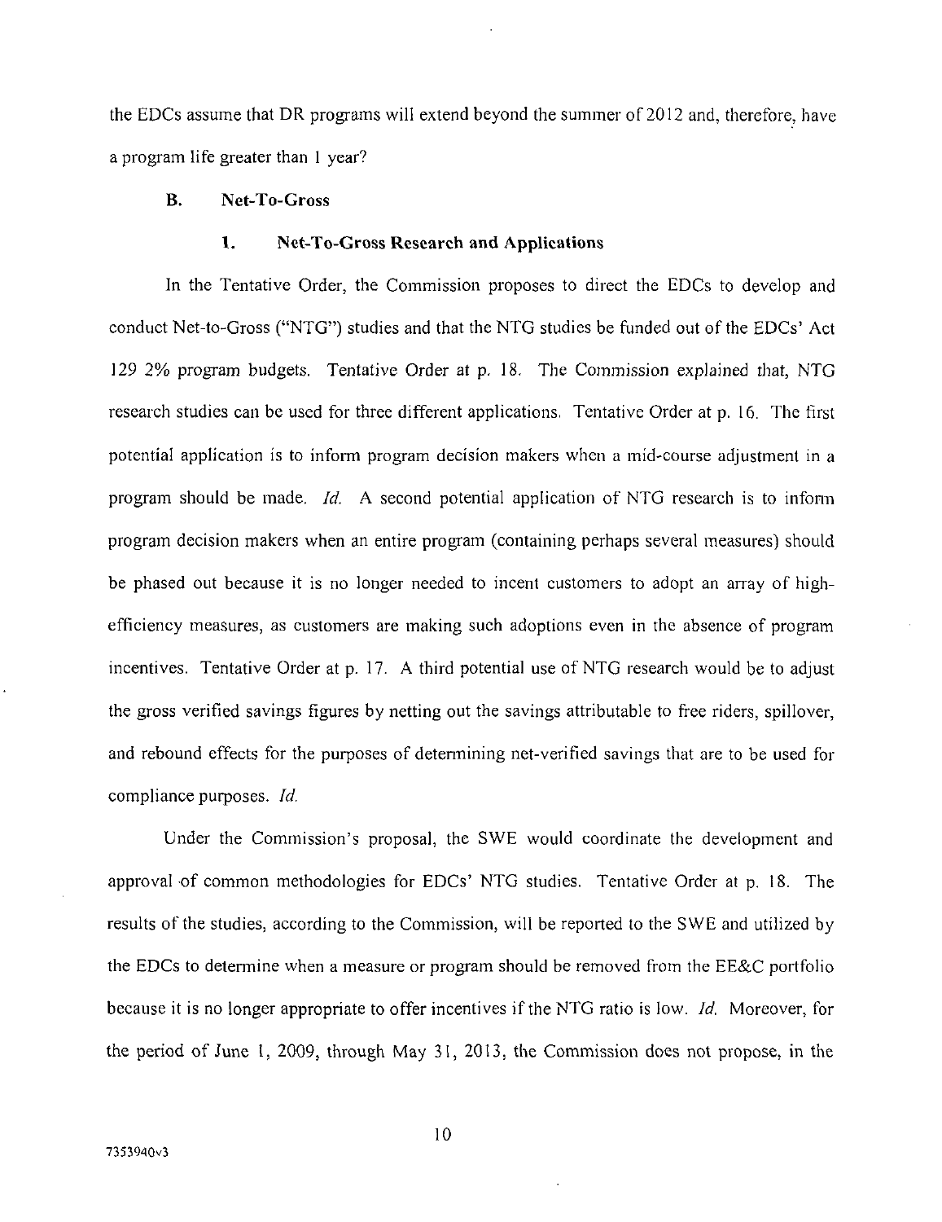the EDCs assume that DR programs will extend beyond the summer of 2012 and, therefore, have a program life greater than 1 year?

### B. Net-To-Gross

#### 1. Net-To-Gross Research and Applications

In the Tentative Order, the Commission proposes to direct the EDCs to develop and conduct Net-to-Gross ("NTG") studies and that the NTG studies be funded out of the EDCs' Act 129 2% program budgets. Tentative Order at p. 18. The Commission explained that, NTG research studies can be used for three different applications. Tentative Order at p. 16. The first potential application is to inform program decision makers when a mid-course adjustment in a program should be made. *Id.* A second potential application of NTG research is to inform program decision makers when an entire program (containing perhaps several measures) should be phased out because it is no longer needed to incent customers to adopt an array of high-efficiency measures, as customers are making such adoptions even in the absence of program incentives. Tentative Order at p. 17. A third potential use of NTG research would be to adjust the gross verified savings figures by netting out the savings attributable to free riders, spillover, and rebound effects for the purposes of determining net-verified savings that are to be used for compliance purposes. *Id.*

Under the Commission's proposal, the SWE would coordinate the development and approval of common methodologies for EDCs' NTG studies. Tentative Order at p. 18. The results of the studies, according to the Commission, will be reported to the SWE and utilized by the EDCs to determine when a measure or program should be removed from the EE&C portfolio because it is no longer appropriate to offer incentives if the NTG ratio is low. *Id.* Moreover, for the period of June 1, 2009, through May 31, 2013, the Commission does not propose, in the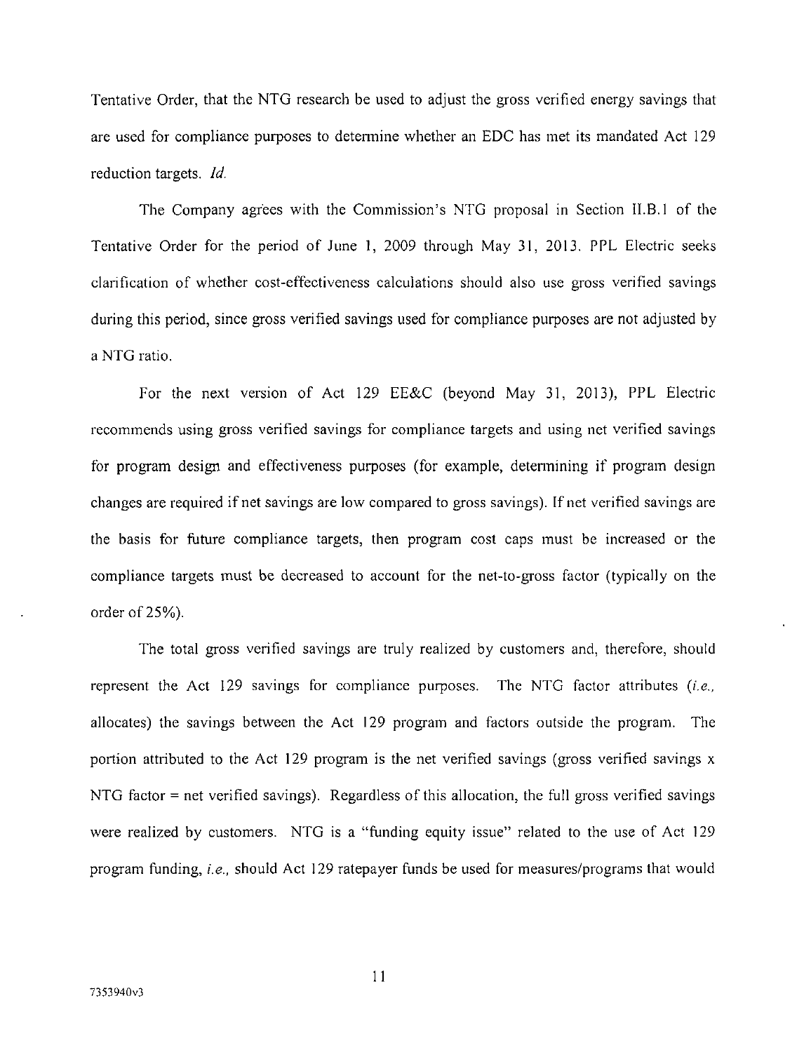Tentative Order, that the NTG research be used to adjust the gross verified energy savings that are used for compliance purposes to determine whether an EDC has met its mandated Act 129 reduction targets. *Id.*

The Company agrees with the Commission's NTG proposal in Section II.B.1 of the Tentative Order for the period of June 1, 2009 through May 31, 2013. PPL Electric seeks clarification of whether cost-effectiveness calculations should also use gross verified savings during this period, since gross verified savings used for compliance purposes are not adjusted by a NTG ratio.

For the next version of Act 129 EE&C (beyond May 31, 2013), PPL Electric recommends using gross verified savings for compliance targets and using net verified savings for program design and effectiveness purposes (for example, determining if program design changes are required if net savings are low compared to gross savings). If net verified savings are the basis for future compliance targets, then program cost caps must be increased or the compliance targets must be decreased to account for the net-to-gross factor (typically on the order of 25%).

The total gross verified savings are truly realized by customers and, therefore, should represent the Act 129 savings for compliance purposes. The NTG factor attributes (*i.e.,* allocates) the savings between the Act 129 program and factors outside the program. The portion attributed to the Act 129 program is the net verified savings (gross verified savings x NTG factor = net verified savings). Regardless of this allocation, the full gross verified savings were realized by customers. NTG is a "funding equity issue" related to the use of Act 129 program funding, *i.e.,* should Act 129 ratepayer funds be used for measures/programs that would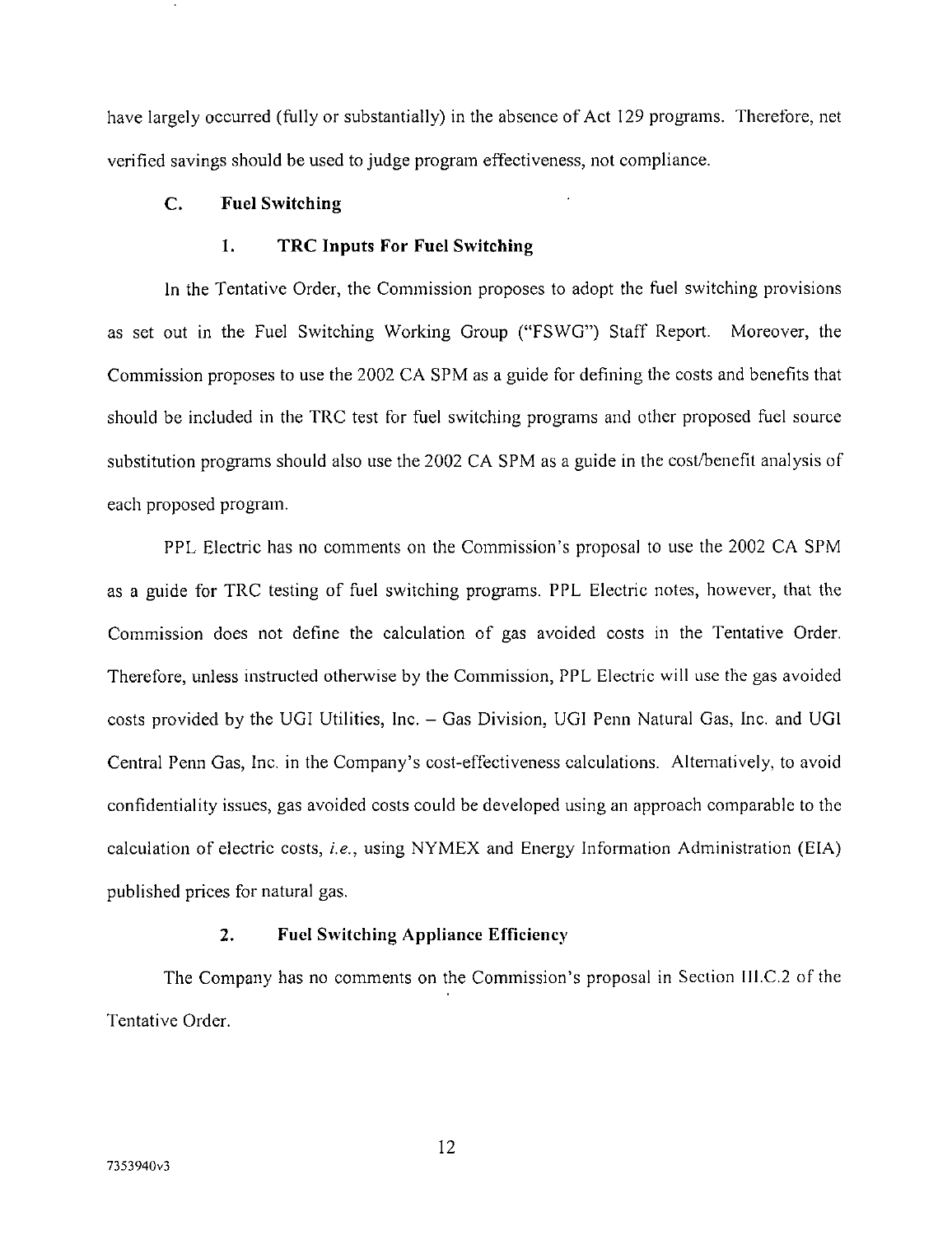have largely occurred (fully or substantially) in the absence of Act 129 programs. Therefore, net verified savings should be used to judge program effectiveness, not compliance.

### C. Fuel Switching

#### 1. TRC Inputs For Fuel Switching

In the Tentative Order, the Commission proposes to adopt the fuel switching provisions as set out in the Fuel Switching Working Group ("FSWG") Staff Report. Moreover, the Commission proposes to use the 2002 CA SPM as a guide for defining the costs and benefits that should be included in the TRC test for fuel switching programs and other proposed fuel source substitution programs should also use the 2002 CA SPM as a guide in the cost/benefit analysis of each proposed program.

PPL Electric has no comments on the Commission's proposal to use the 2002 CA SPM as a guide for TRC testing of fuel switching programs. PPL Electric notes, however, that the Commission does not define the calculation of gas avoided costs in the Tentative Order. Therefore, unless instructed otherwise by the Commission, PPL Electric will use the gas avoided costs provided by the UGI Utilities, Inc. – Gas Division, UGI Penn Natural Gas, Inc. and UGI Central Penn Gas, Inc. in the Company's cost-effectiveness calculations. Alternatively, to avoid confidentiality issues, gas avoided costs could be developed using an approach comparable to the calculation of electric costs, *i.e.*, using NYMEX and Energy Information Administration (EIA) published prices for natural gas.

#### 2. Fuel Switching Appliance Efficiency

The Company has no comments on the Commission's proposal in Section III.C.2 of the Tentative Order.

7353940v3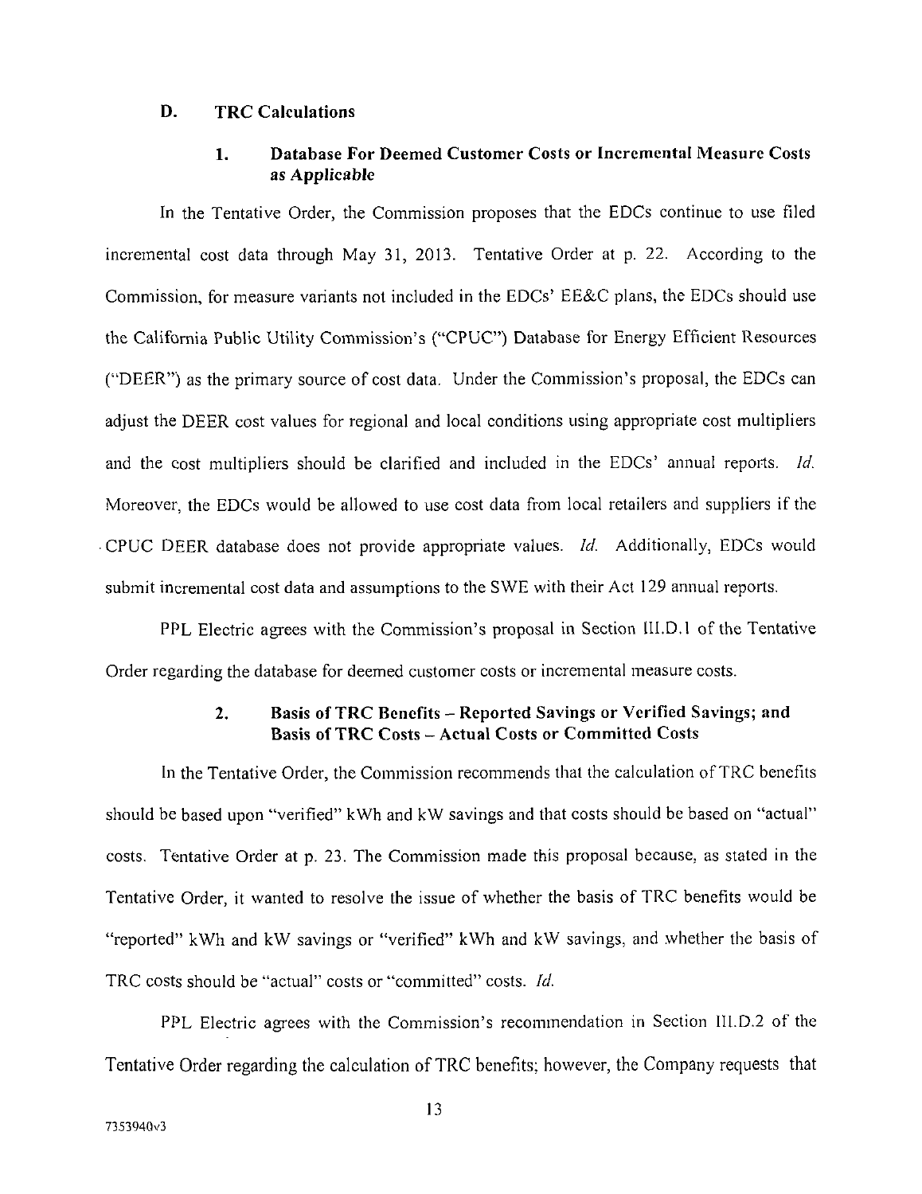### D. TRC Calculations

#### 1. Database For Deemed Customer Costs or Incremental Measure Costs as *Applicable*

In the Tentative Order, the Commission proposes that the EDCs continue to use filed incremental cost data through May 31, 2013. Tentative Order at p. 22. According to the Commission, for measure variants not included in the EDCs' EE&C plans, the EDCs should use the California Public Utility Commission's ("CPUC") Database for Energy Efficient Resources ("DEER") as the primary source of cost data. Under the Commission's proposal, the EDCs can adjust the DEER cost values for regional and local conditions using appropriate cost multipliers and the cost multipliers should be clarified and included in the EDCs' annual reports. *Id.* Moreover, the EDCs would be allowed to use cost data from local retailers and suppliers if the CPUC DEER database does not provide appropriate values. *Id.* Additionally, EDCs would submit incremental cost data and assumptions to the SWE with their Act 129 annual reports.

PPL Electric agrees with the Commission's proposal in Section III.D.1 of the Tentative Order regarding the database for deemed customer costs or incremental measure costs.

#### 2. Basis of TRC Benefits – Reported Savings or Verified Savings; and Basis of TRC Costs – Actual Costs or Committed Costs

In the Tentative Order, the Commission recommends that the calculation of TRC benefits should be based upon "verified" kWh and kW savings and that costs should be based on "actual" costs. Tentative Order at p. 23. The Commission made this proposal because, as stated in the Tentative Order, it wanted to resolve the issue of whether the basis of TRC benefits would be "reported" kWh and kW savings or "verified" kWh and kW savings, and whether the basis of TRC costs should be "actual" costs or "committed" costs. *Id.*

PPL Electric agrees with the Commission's recommendation in Section III.D.2 of the Tentative Order regarding the calculation of TRC benefits; however, the Company requests that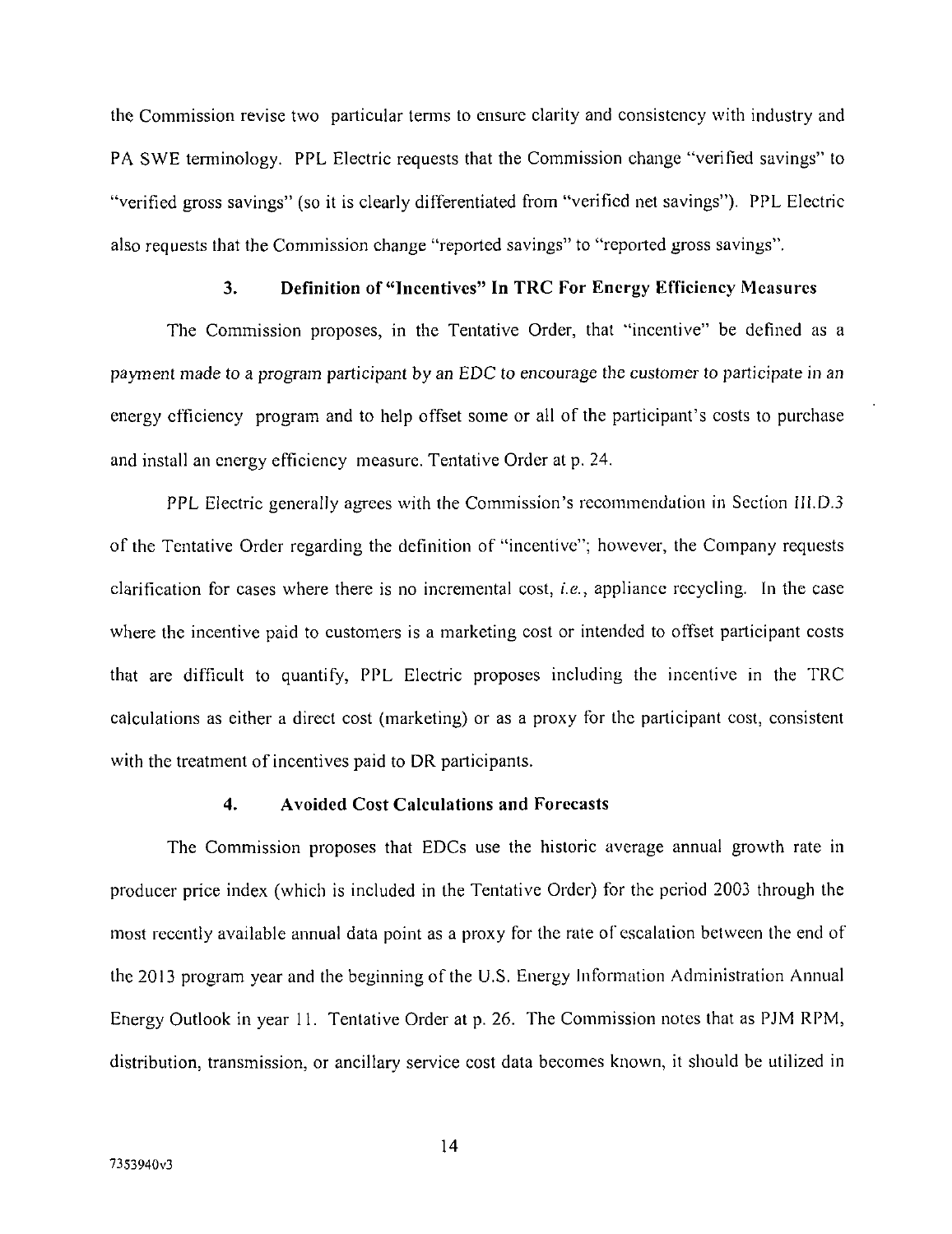the Commission revise two particular terms to ensure clarity and consistency with industry and PA SWE terminology. PPL Electric requests that the Commission change "verified savings" to "verified gross savings" (so it is clearly differentiated from "verified net savings"). PPL Electric also requests that the Commission change "reported savings" to "reported gross savings".

### 3. Definition of "Incentives" In TRC For Energy Efficiency Measures

The Commission proposes, in the Tentative Order, that "incentive" be defined as a *payment made to a program participant by an EDC to encourage the customer to participate in an* energy efficiency program and to help offset some or all of the participant's costs to purchase and install an energy efficiency measure. Tentative Order at p. 24.

PPL Electric generally agrees with the Commission's recommendation in Section III.D.3 of the Tentative Order regarding the definition of "incentive"; however, the Company requests clarification for cases where there is no incremental cost, *i.e.*, appliance recycling. In the case where the incentive paid to customers is a marketing cost or intended to offset participant costs that are difficult to quantify, PPL Electric proposes including the incentive in the TRC calculations as either a direct cost (marketing) or as a proxy for the participant cost, consistent with the treatment of incentives paid to DR participants.

### 4. Avoided Cost Calculations and Forecasts

The Commission proposes that EDCs use the historic average annual growth rate in producer price index (which is included in the Tentative Order) for the period 2003 through the most recently available annual data point as a proxy for the rate of escalation between the end of the 2013 program year and the beginning of the U.S. Energy Information Administration Annual Energy Outlook in year 11. Tentative Order at p. 26. The Commission notes that as PJM RPM, distribution, transmission, or ancillary service cost data becomes known, it should be utilized in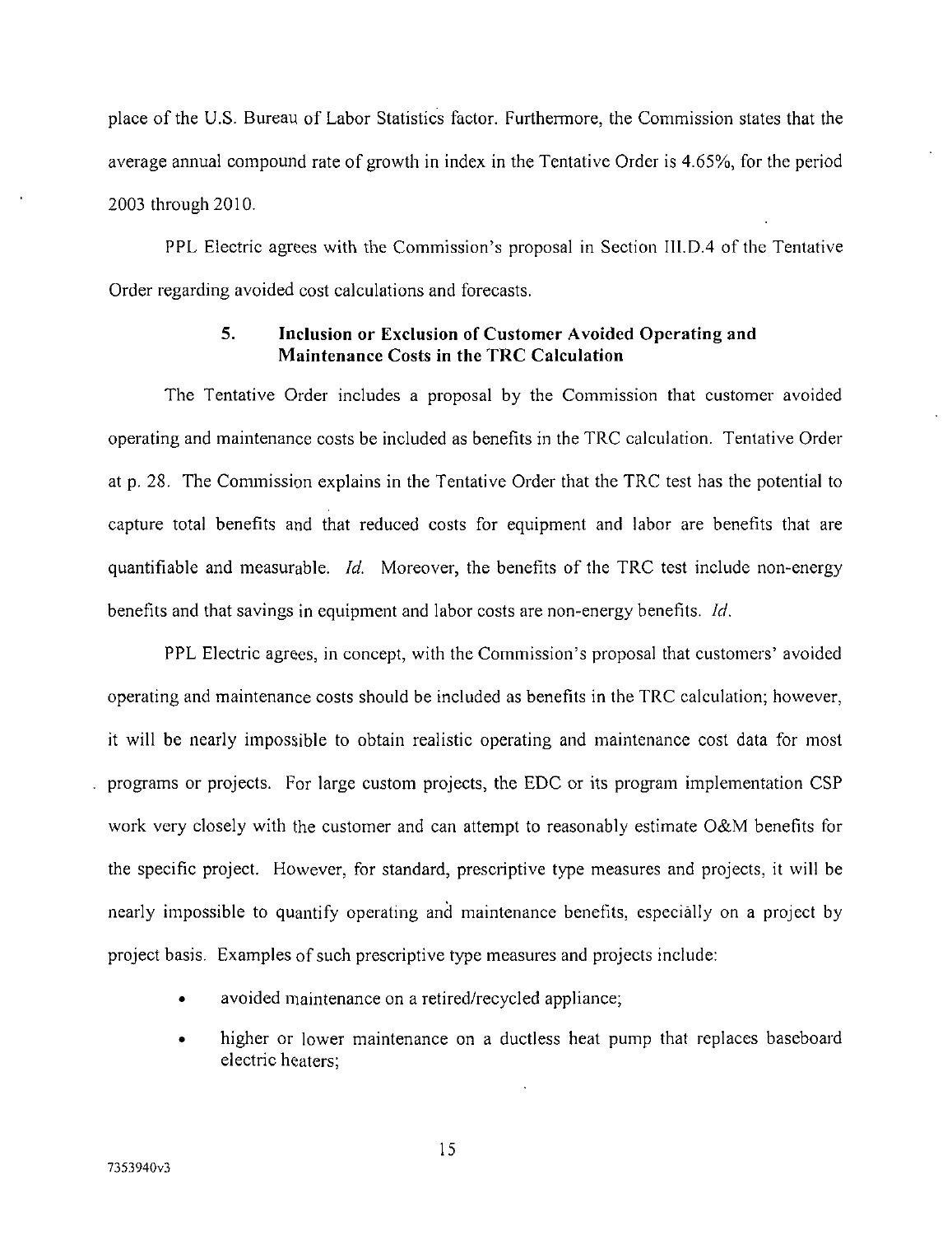place of the U.S. Bureau of Labor Statistics factor. Furthermore, the Commission states that the average annual compound rate of growth in index in the Tentative Order is 4.65%, for the period 2003 through 2010.

PPL Electric agrees with the Commission's proposal in Section III.D.4 of the Tentative Order regarding avoided cost calculations and forecasts.

### 5. Inclusion or Exclusion of Customer Avoided Operating and Maintenance Costs in the TRC Calculation

The Tentative Order includes a proposal by the Commission that customer avoided operating and maintenance costs be included as benefits in the TRC calculation. Tentative Order at p. 28. The Commission explains in the Tentative Order that the TRC test has the potential to capture total benefits and that reduced costs for equipment and labor are benefits that are quantifiable and measurable. *Id.* Moreover, the benefits of the TRC test include non-energy benefits and that savings in equipment and labor costs are non-energy benefits. *Id.*

PPL Electric agrees, in concept, with the Commission's proposal that customers' avoided operating and maintenance costs should be included as benefits in the TRC calculation; however, it will be nearly impossible to obtain realistic operating and maintenance cost data for most programs or projects. For large custom projects, the EDC or its program implementation CSP work very closely with the customer and can attempt to reasonably estimate O&M benefits for the specific project. However, for standard, prescriptive type measures and projects, it will be nearly impossible to quantify operating and maintenance benefits, especially on a project by project basis. Examples of such prescriptive type measures and projects include:

- avoided maintenance on a retired/recycled appliance;
- higher or lower maintenance on a ductless heat pump that replaces baseboard electric heaters;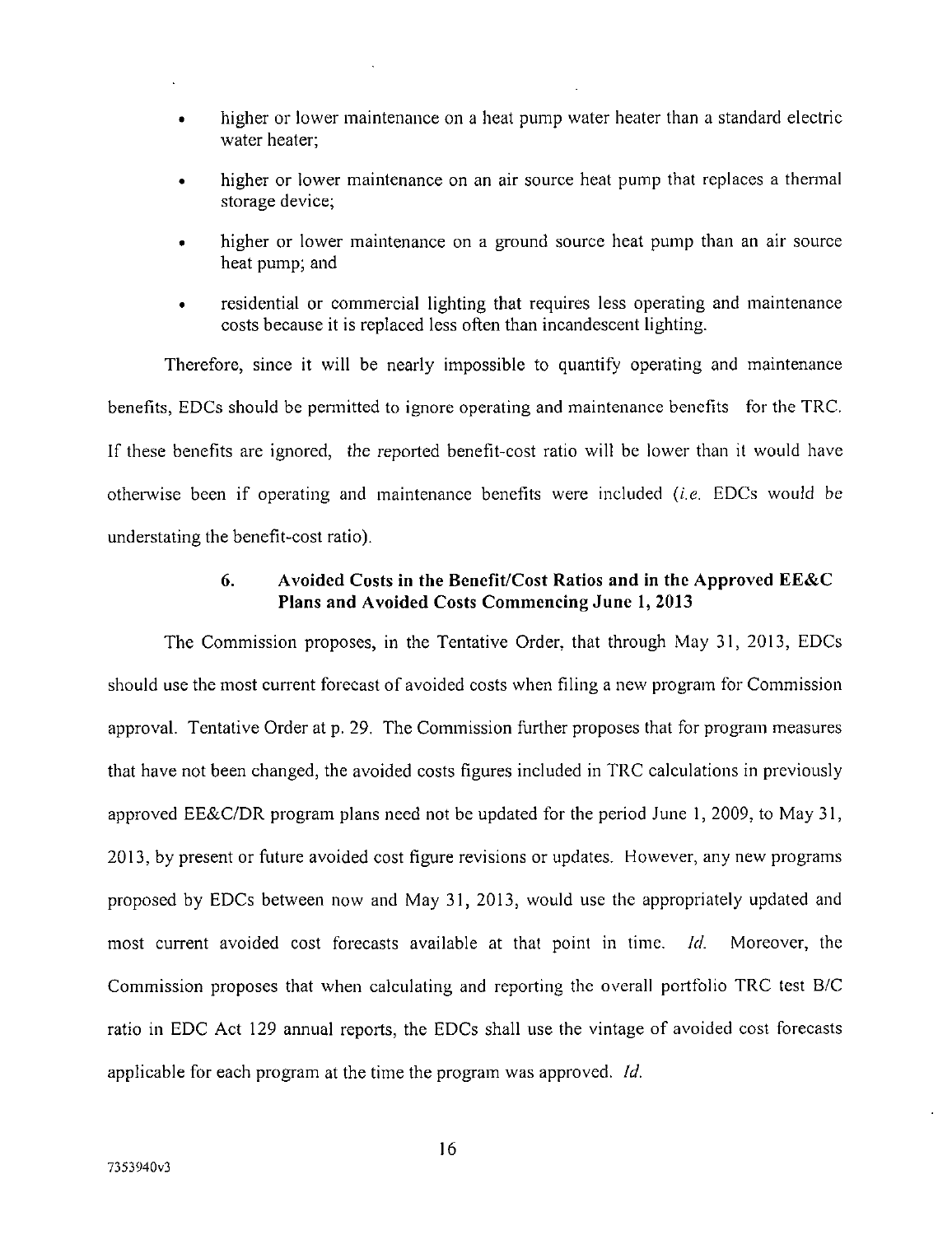- higher or lower maintenance on a heat pump water heater than a standard electric water heater;
- higher or lower maintenance on an air source heat pump that replaces a thermal storage device;
- higher or lower maintenance on a ground source heat pump than an air source heat pump; and
- residential or commercial lighting that requires less operating and maintenance costs because it is replaced less often than incandescent lighting.

Therefore, since it will be nearly impossible to quantify operating and maintenance benefits, EDCs should be permitted to ignore operating and maintenance benefits for the TRC. If these benefits are ignored, the reported benefit-cost ratio will be lower than it would have otherwise been if operating and maintenance benefits were included (*i.e.* EDCs would be understating the benefit-cost ratio).

### 6. Avoided Costs in the Benefit/Cost Ratios and in the Approved EE&C Plans and Avoided Costs Commencing June 1, 2013

The Commission proposes, in the Tentative Order, that through May 31, 2013, EDCs should use the most current forecast of avoided costs when filing a new program for Commission approval. Tentative Order at p. 29. The Commission further proposes that for program measures that have not been changed, the avoided costs figures included in TRC calculations in previously approved EE&C/DR program plans need not be updated for the period June 1, 2009, to May 31, 2013, by present or future avoided cost figure revisions or updates. However, any new programs proposed by EDCs between now and May 31, 2013, would use the appropriately updated and most current avoided cost forecasts available at that point in time. *Id.* Moreover, the Commission proposes that when calculating and reporting the overall portfolio TRC test B/C ratio in EDC Act 129 annual reports, the EDCs shall use the vintage of avoided cost forecasts applicable for each program at the time the program was approved. *Id.*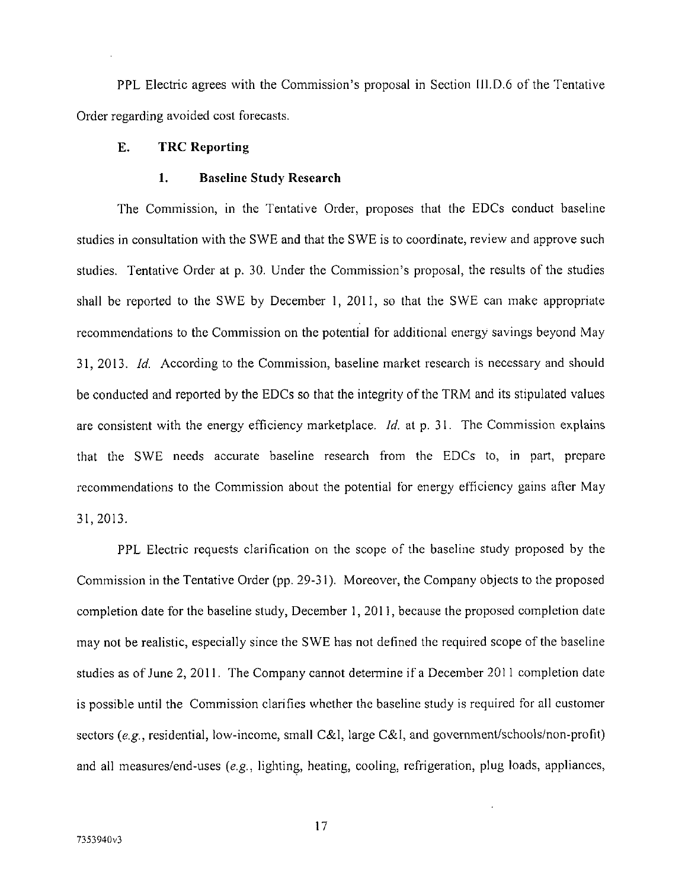PPL Electric agrees with the Commission's proposal in Section III.D.6 of the Tentative Order regarding avoided cost forecasts.

### E. TRC Reporting

#### 1. Baseline Study Research

The Commission, in the Tentative Order, proposes that the EDCs conduct baseline studies in consultation with the SWE and that the SWE is to coordinate, review and approve such studies. Tentative Order at p. 30. Under the Commission's proposal, the results of the studies shall be reported to the SWE by December 1, 2011, so that the SWE can make appropriate recommendations to the Commission on the potential for additional energy savings beyond May 31, 2013. *Id.* According to the Commission, baseline market research is necessary and should be conducted and reported by the EDCs so that the integrity of the TRM and its stipulated values are consistent with the energy efficiency marketplace. *Id.* at p. 31. The Commission explains that the SWE needs accurate baseline research from the EDCs to, in part, prepare recommendations to the Commission about the potential for energy efficiency gains after May 31, 2013.

PPL Electric requests clarification on the scope of the baseline study proposed by the Commission in the Tentative Order (pp. 29-31). Moreover, the Company objects to the proposed completion date for the baseline study, December 1, 2011, because the proposed completion date may not be realistic, especially since the SWE has not defined the required scope of the baseline studies as of June 2, 2011. The Company cannot determine if a December 2011 completion date is possible until the Commission clarifies whether the baseline study is required for all customer sectors (*e.g.*, residential, low-income, small C&I, large C&I, and government/schools/non-profit) and all measures/end-uses (*e.g.*, lighting, heating, cooling, refrigeration, plug loads, appliances,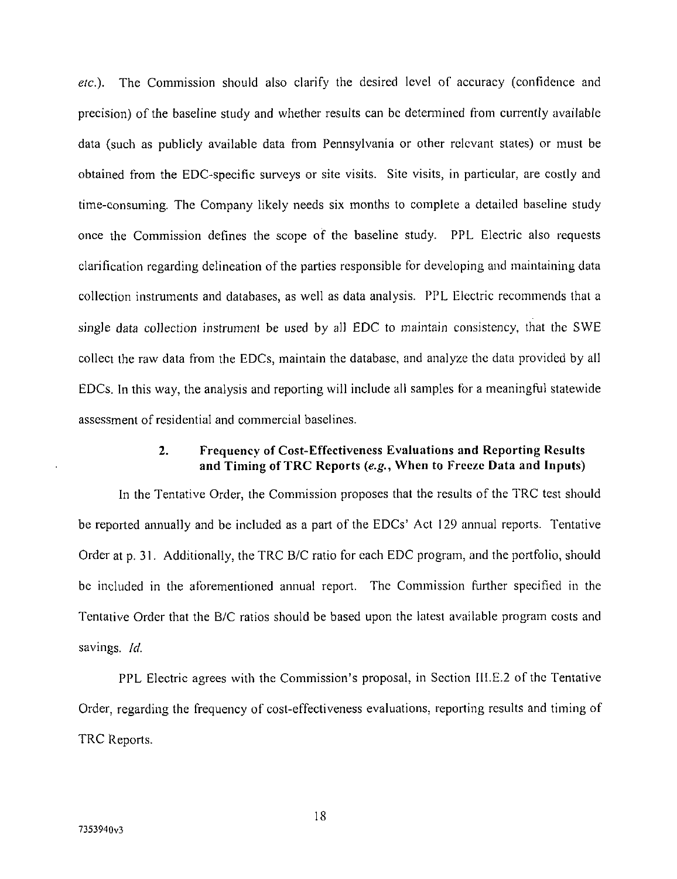*etc.*). The Commission should also clarify the desired level of accuracy (confidence and precision) of the baseline study and whether results can be determined from currently available data (such as publicly available data from Pennsylvania or other relevant states) or must be obtained from the EDC-specific surveys or site visits. Site visits, in particular, are costly and time-consuming. The Company likely needs six months to complete a detailed baseline study once the Commission defines the scope of the baseline study. PPL Electric also requests clarification regarding delineation of the parties responsible for developing and maintaining data collection instruments and databases, as well as data analysis. PPL Electric recommends that a single data collection instrument be used by all EDC to maintain consistency, that the SWE collect the raw data from the EDCs, maintain the database, and analyze the data provided by all EDCs. In this way, the analysis and reporting will include all samples for a meaningful statewide assessment of residential and commercial baselines.

### 2. Frequency of Cost-Effectiveness Evaluations and Reporting Results and Timing of TRC Reports (*e.g.*, When to Freeze Data and Inputs)

In the Tentative Order, the Commission proposes that the results of the TRC test should be reported annually and be included as a part of the EDCs' Act 129 annual reports. Tentative Order at p. 31. Additionally, the TRC B/C ratio for each EDC program, and the portfolio, should be included in the aforementioned annual report. The Commission further specified in the Tentative Order that the B/C ratios should be based upon the latest available program costs and savings. *Id.*

PPL Electric agrees with the Commission's proposal, in Section III.E.2 of the Tentative Order, regarding the frequency of cost-effectiveness evaluations, reporting results and timing of TRC Reports.

7353940v3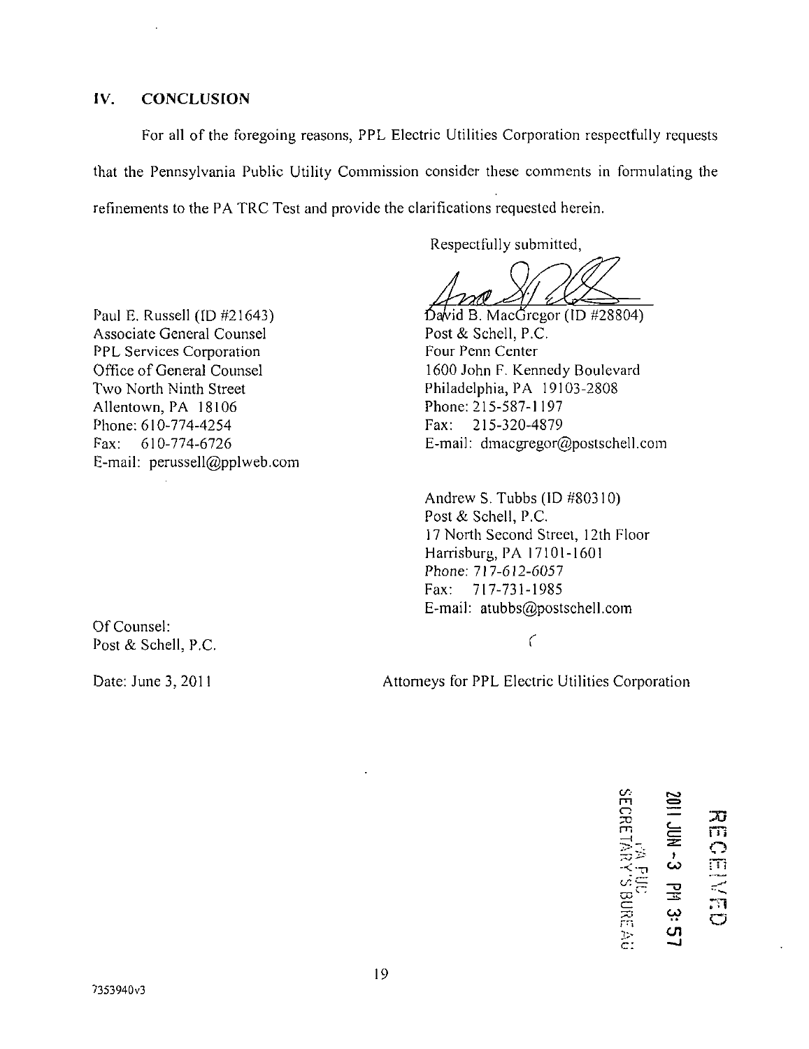## IV. CONCLUSION

For all of the foregoing reasons, PPL Electric Utilities Corporation respectfully requests that the Pennsylvania Public Utility Commission consider these comments in formulating the refinements to the PA TRC Test and provide the clarifications requested herein.

Respectfully submitted,

David B. MacGregor (ID #28804)
Post & Schell, P.C.
Four Penn Center
1600 John F. Kennedy Boulevard
Philadelphia, PA 19103-2808
Phone: 215-587-1197
Fax: 215-320-4879
E-mail: dmacgregor@postschell.com

Andrew S. Tubbs (ID #80310)
Post & Schell, P.C.
17 North Second Street, 12th Floor
Harrisburg, PA 17101-1601
Phone: 717-612-6057
Fax: 717-731-1985
E-mail: atubbs@postschell.com

Paul E. Russell (ID #21643)
Associate General Counsel
PPL Services Corporation
Office of General Counsel
Two North Ninth Street
Allentown, PA 18106
Phone: 610-774-4254
Fax: 610-774-6726
E-mail: perussell@pplweb.com

Of Counsel:
Post & Schell, P.C.

Date: June 3, 2011

Attorneys for PPL Electric Utilities Corporation

RECEIVED
2011 JUN -3 PM 3:57
PA PUC
SECRETARY'S BUREAU

7353940v3